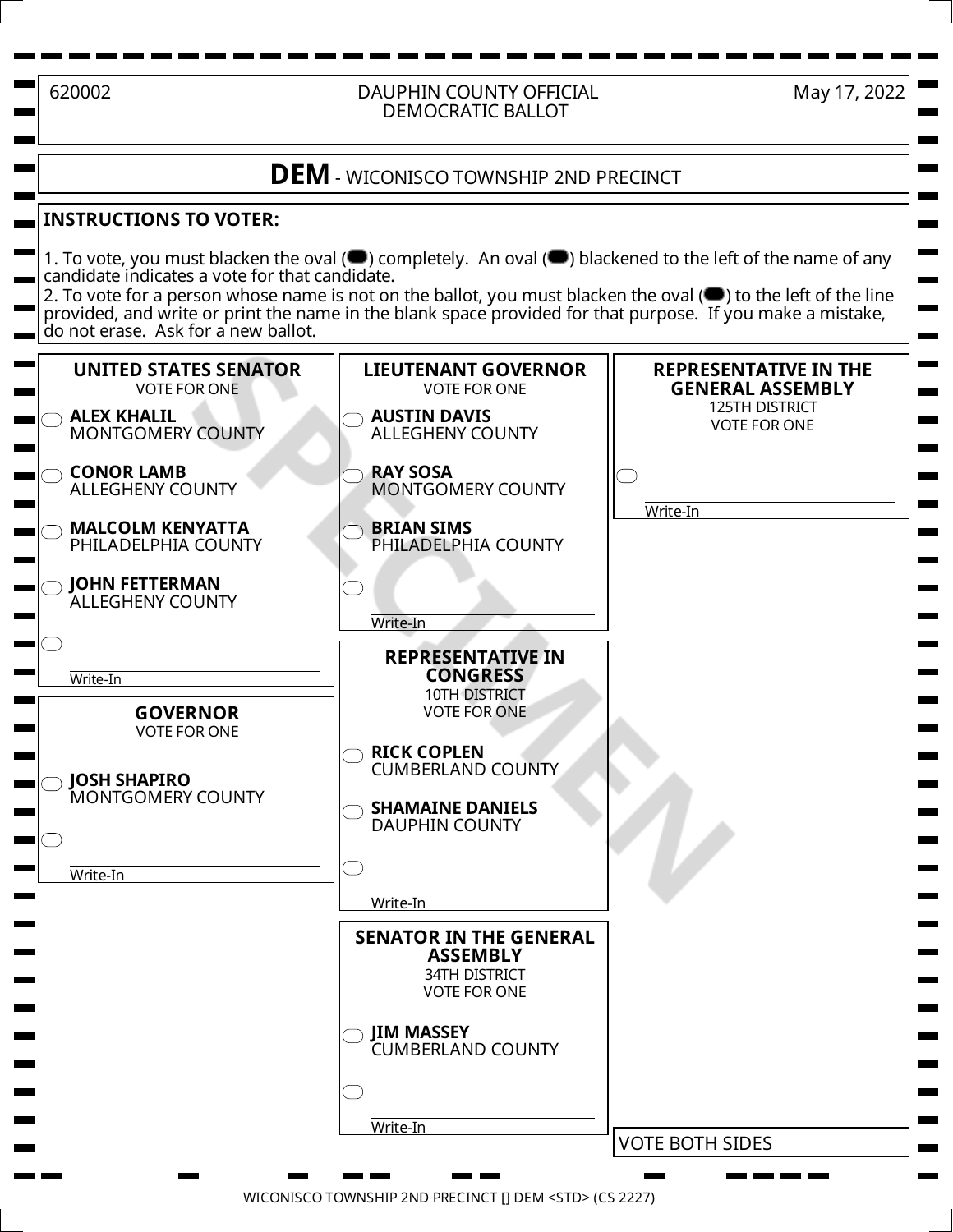620002

DAUPHIN COUNTY OFFICIAL
DEMOCRATIC BALLOT

May 17, 2022

# DEM - WICONISCO TOWNSHIP 2ND PRECINCT

**INSTRUCTIONS TO VOTER:**

1. To vote, you must blacken the oval (⬬) completely. An oval (⬬) blackened to the left of the name of any candidate indicates a vote for that candidate.
2. To vote for a person whose name is not on the ballot, you must blacken the oval (⬬) to the left of the line provided, and write or print the name in the blank space provided for that purpose. If you make a mistake, do not erase. Ask for a new ballot.

## UNITED STATES SENATOR
VOTE FOR ONE

- ⬭ **ALEX KHALIL** MONTGOMERY COUNTY
- ⬭ **CONOR LAMB** ALLEGHENY COUNTY
- ⬭ **MALCOLM KENYATTA** PHILADELPHIA COUNTY
- ⬭ **JOHN FETTERMAN** ALLEGHENY COUNTY
- ⬭ ______________ Write-In

## GOVERNOR
VOTE FOR ONE

- ⬭ **JOSH SHAPIRO** MONTGOMERY COUNTY
- ⬭ ______________ Write-In

## LIEUTENANT GOVERNOR
VOTE FOR ONE

- ⬭ **AUSTIN DAVIS** ALLEGHENY COUNTY
- ⬭ **RAY SOSA** MONTGOMERY COUNTY
- ⬭ **BRIAN SIMS** PHILADELPHIA COUNTY
- ⬭ ______________ Write-In

## REPRESENTATIVE IN CONGRESS
10TH DISTRICT
VOTE FOR ONE

- ⬭ **RICK COPLEN** CUMBERLAND COUNTY
- ⬭ **SHAMAINE DANIELS** DAUPHIN COUNTY
- ⬭ ______________ Write-In

## SENATOR IN THE GENERAL ASSEMBLY
34TH DISTRICT
VOTE FOR ONE

- ⬭ **JIM MASSEY** CUMBERLAND COUNTY
- ⬭ ______________ Write-In

## REPRESENTATIVE IN THE GENERAL ASSEMBLY
125TH DISTRICT
VOTE FOR ONE

- ⬭ ______________ Write-In

VOTE BOTH SIDES

WICONISCO TOWNSHIP 2ND PRECINCT [] DEM <STD> (CS 2227)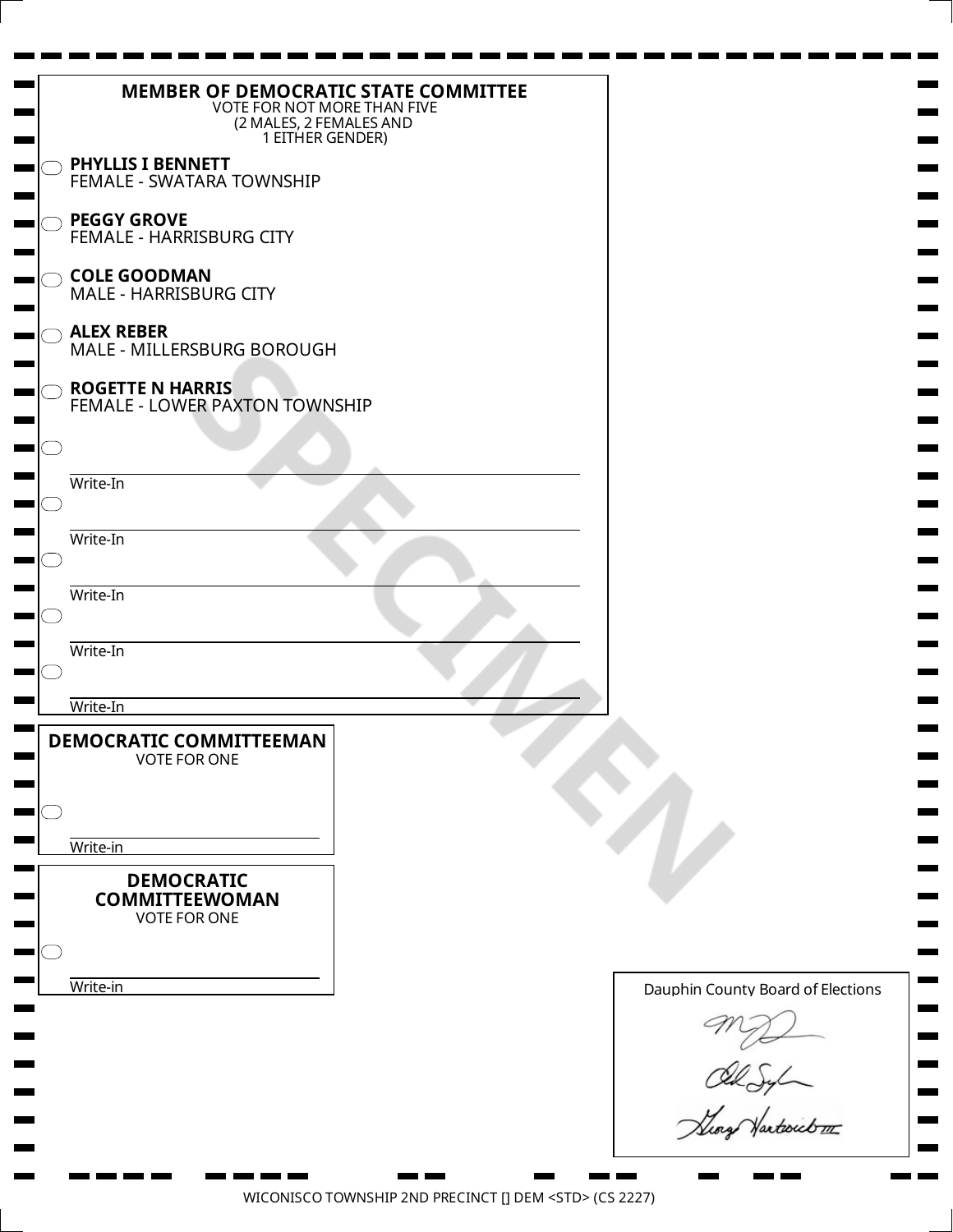## MEMBER OF DEMOCRATIC STATE COMMITTEE

VOTE FOR NOT MORE THAN FIVE
(2 MALES, 2 FEMALES AND
1 EITHER GENDER)

- **PHYLLIS I BENNETT**
  FEMALE - SWATARA TOWNSHIP
- **PEGGY GROVE**
  FEMALE - HARRISBURG CITY
- **COLE GOODMAN**
  MALE - HARRISBURG CITY
- **ALEX REBER**
  MALE - MILLERSBURG BOROUGH
- **ROGETTE N HARRIS**
  FEMALE - LOWER PAXTON TOWNSHIP
- Write-In
- Write-In
- Write-In
- Write-In
- Write-In

## DEMOCRATIC COMMITTEEMAN

VOTE FOR ONE

- Write-in

## DEMOCRATIC COMMITTEEWOMAN

VOTE FOR ONE

- Write-in

SPECIMEN

Dauphin County Board of Elections

WICONISCO TOWNSHIP 2ND PRECINCT [] DEM <STD> (CS 2227)